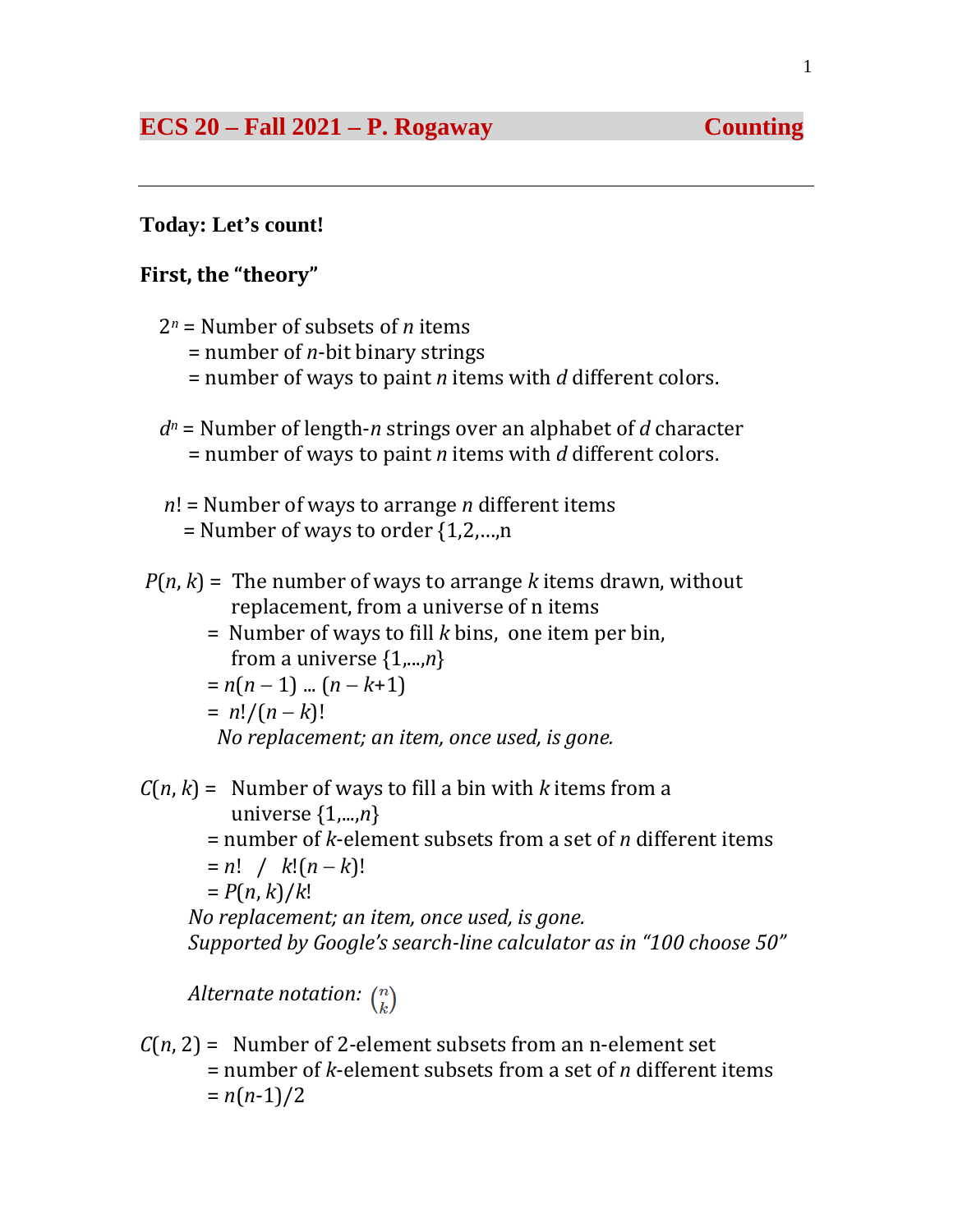# ECS 20 – Fall 2021 – P. Rogaway Counting

---

**Today: Let's count!**

**First, the "theory"**

$2^n$ = Number of subsets of $n$ items
= number of $n$-bit binary strings
= number of ways to paint $n$ items with $d$ different colors.

$d^n$ = Number of length-$n$ strings over an alphabet of $d$ character
= number of ways to paint $n$ items with $d$ different colors.

$n!$ = Number of ways to arrange $n$ different items
= Number of ways to order {1,2,…,n

$P(n, k)$ = The number of ways to arrange $k$ items drawn, without replacement, from a universe of n items
= Number of ways to fill $k$ bins, one item per bin, from a universe $\{1,...,n\}$
= $n(n-1) \ldots (n-k+1)$
= $n!/(n-k)!$
*No replacement; an item, once used, is gone.*

$C(n, k)$ = Number of ways to fill a bin with $k$ items from a universe $\{1,...,n\}$
= number of $k$-element subsets from a set of $n$ different items
= $n!$ / $k!(n-k)!$
= $P(n, k)/k!$
*No replacement; an item, once used, is gone.*
*Supported by Google's search-line calculator as in "100 choose 50"*

*Alternate notation:* $\binom{n}{k}$

$C(n, 2)$ = Number of 2-element subsets from an n-element set
= number of $k$-element subsets from a set of $n$ different items
= $n(n-1)/2$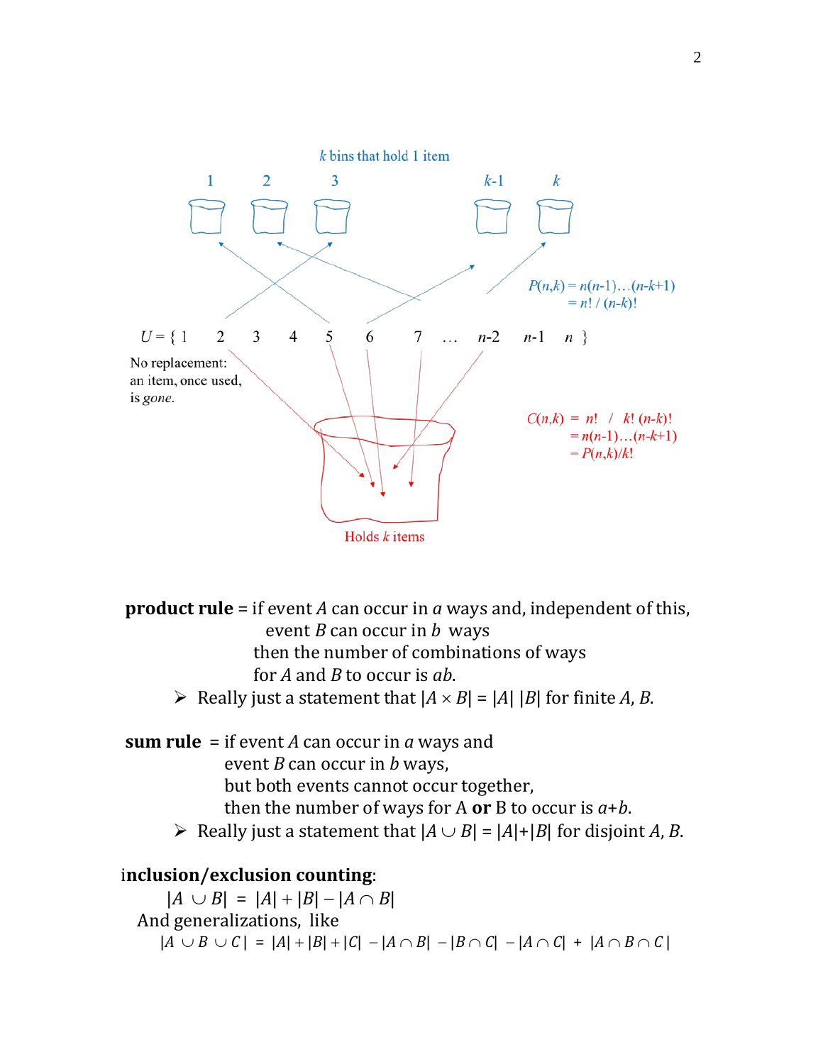*k* bins that hold 1 item

1 2 3 *k*-1 *k*

$P(n,k) = n(n-1)\ldots(n-k+1)$
$= n! / (n-k)!$

$U = \{ 1 \quad 2 \quad 3 \quad 4 \quad 5 \quad 6 \quad 7 \quad \ldots \quad n\text{-}2 \quad n\text{-}1 \quad n \}$

No replacement:
an item, once used,
is *gone*.

$C(n,k) = n! \;/\; k!\,(n-k)!$
$= n(n-1)\ldots(n-k+1)$
$= P(n,k)/k!$

Holds *k* items

**product rule** = if event $A$ can occur in $a$ ways and, independent of this, event $B$ can occur in $b$ ways then the number of combinations of ways for $A$ and $B$ to occur is $ab$.

- Really just a statement that $|A \times B| = |A|\,|B|$ for finite $A$, $B$.

**sum rule** = if event $A$ can occur in $a$ ways and event $B$ can occur in $b$ ways, but both events cannot occur together, then the number of ways for A **or** B to occur is $a$+$b$.

- Really just a statement that $|A \cup B| = |A|+|B|$ for disjoint $A$, $B$.

**inclusion/exclusion counting**:

$$|A \cup B| = |A| + |B| - |A \cap B|$$

And generalizations, like

$$|A \cup B \cup C| = |A| + |B| + |C| - |A \cap B| - |B \cap C| - |A \cap C| + |A \cap B \cap C|$$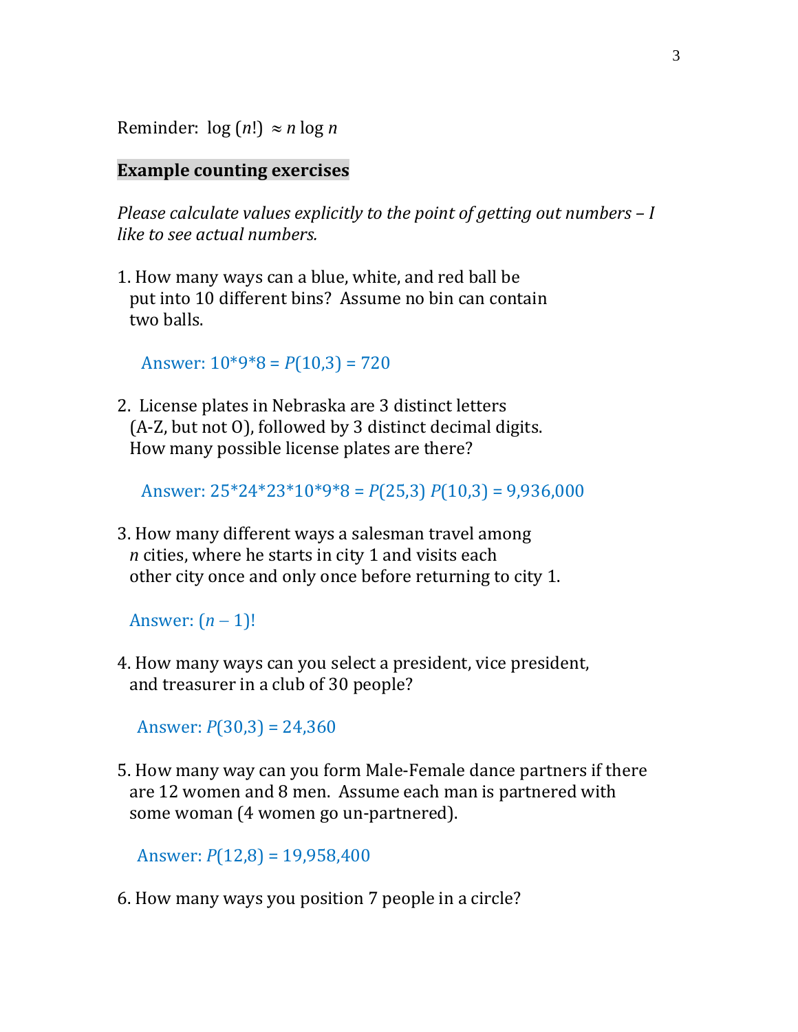Reminder: $\log(n!) \approx n \log n$

**Example counting exercises**

*Please calculate values explicitly to the point of getting out numbers – I like to see actual numbers.*

1. How many ways can a blue, white, and red ball be put into 10 different bins? Assume no bin can contain two balls.

   Answer: 10*9*8 = $P(10,3)$ = 720

2. License plates in Nebraska are 3 distinct letters (A-Z, but not O), followed by 3 distinct decimal digits. How many possible license plates are there?

   Answer: 25*24*23*10*9*8 = $P(25,3)$ $P(10,3)$ = 9,936,000

3. How many different ways a salesman travel among $n$ cities, where he starts in city 1 and visits each other city once and only once before returning to city 1.

   Answer: $(n-1)!$

4. How many ways can you select a president, vice president, and treasurer in a club of 30 people?

   Answer: $P(30,3)$ = 24,360

5. How many way can you form Male-Female dance partners if there are 12 women and 8 men. Assume each man is partnered with some woman (4 women go un-partnered).

   Answer: $P(12,8)$ = 19,958,400

6. How many ways you position 7 people in a circle?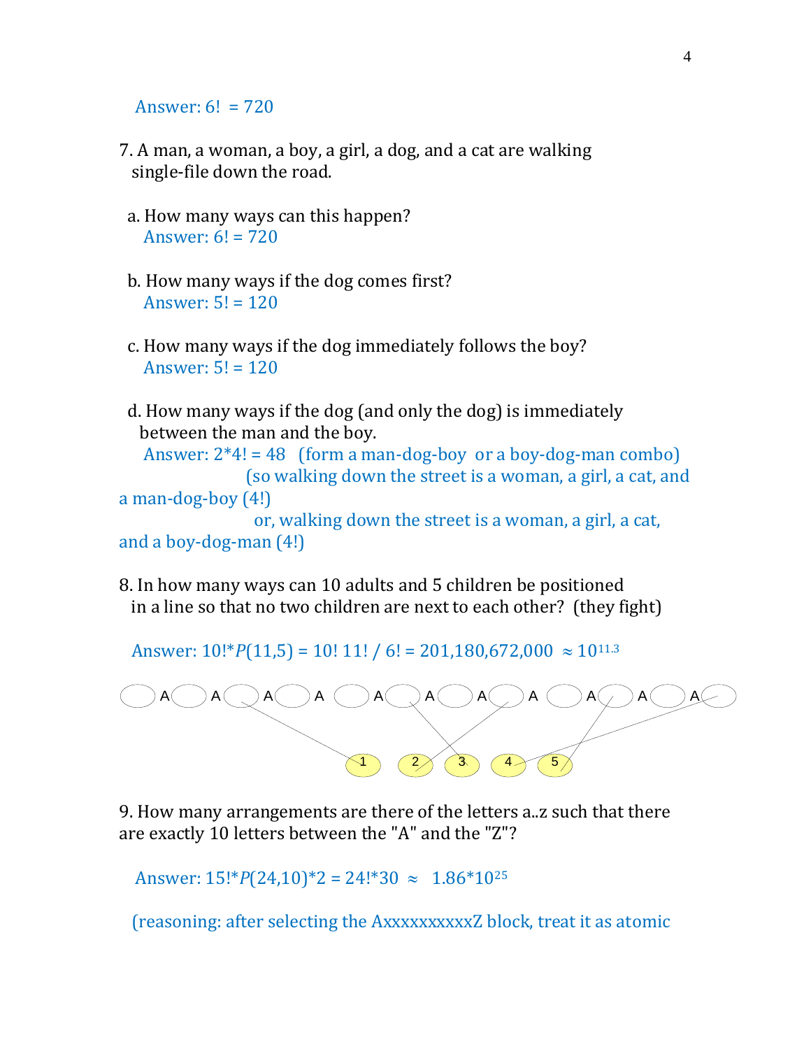Answer: 6! = 720

7. A man, a woman, a boy, a girl, a dog, and a cat are walking single-file down the road.

a. How many ways can this happen?
   Answer: 6! = 720

b. How many ways if the dog comes first?
   Answer: 5! = 120

c. How many ways if the dog immediately follows the boy?
   Answer: 5! = 120

d. How many ways if the dog (and only the dog) is immediately between the man and the boy.
   Answer: 2*4! = 48 (form a man-dog-boy or a boy-dog-man combo)
   (so walking down the street is a woman, a girl, a cat, and a man-dog-boy (4!)
   or, walking down the street is a woman, a girl, a cat, and a boy-dog-man (4!)

8. In how many ways can 10 adults and 5 children be positioned in a line so that no two children are next to each other? (they fight)

Answer: $10! * P(11,5) = 10!\ 11! / 6! = 201{,}180{,}672{,}000 \approx 10^{11.3}$

9. How many arrangements are there of the letters a..z such that there are exactly 10 letters between the "A" and the "Z"?

Answer: $15! * P(24,10) * 2 = 24! * 30 \approx 1.86 * 10^{25}$

(reasoning: after selecting the AxxxxxxxxxxZ block, treat it as atomic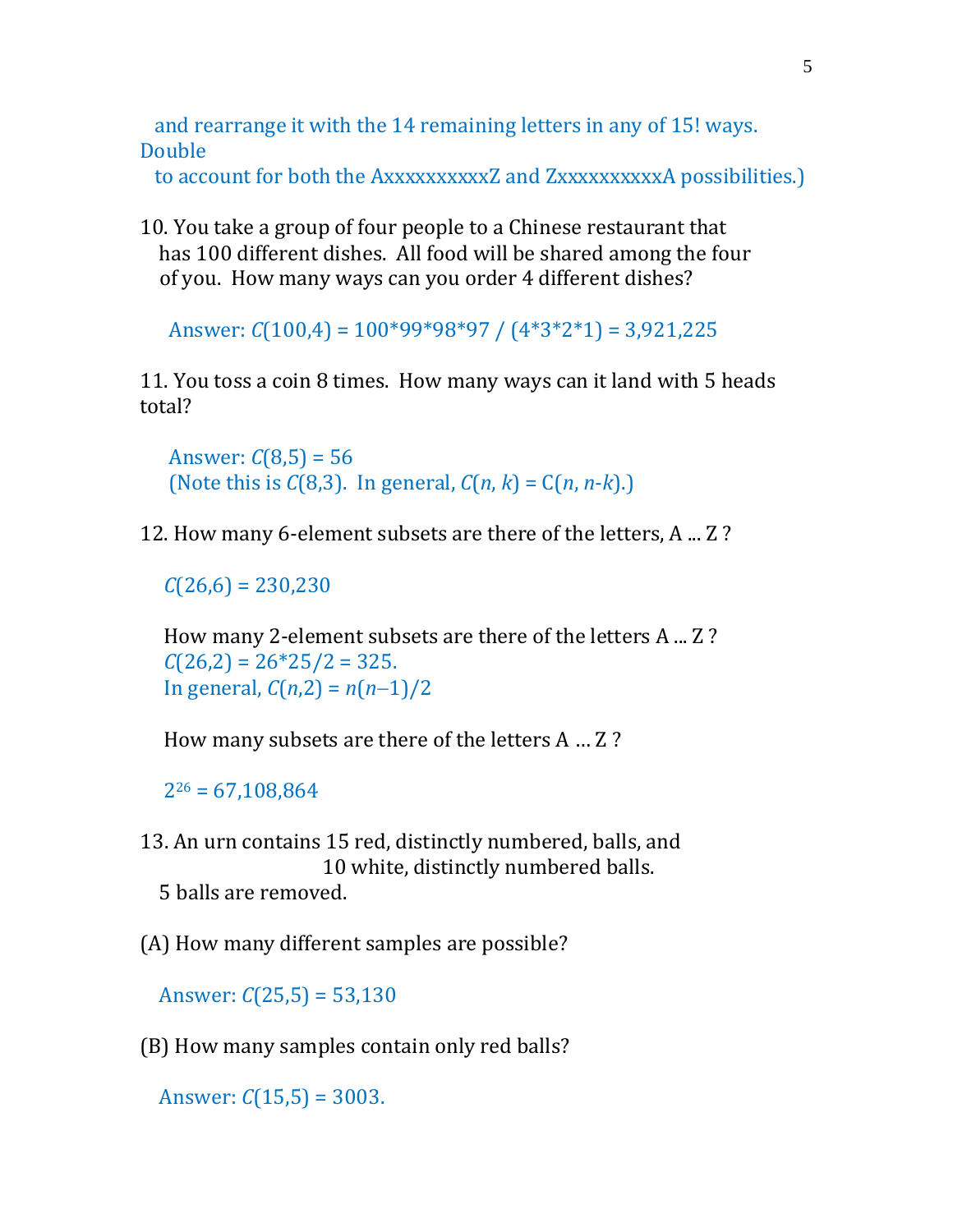and rearrange it with the 14 remaining letters in any of 15! ways. Double
to account for both the AxxxxxxxxxxZ and ZxxxxxxxxxxA possibilities.)

10. You take a group of four people to a Chinese restaurant that has 100 different dishes. All food will be shared among the four of you. How many ways can you order 4 different dishes?

Answer: $C(100,4) = 100*99*98*97 / (4*3*2*1) = 3{,}921{,}225$

11. You toss a coin 8 times. How many ways can it land with 5 heads total?

Answer: $C(8,5) = 56$
(Note this is $C(8,3)$. In general, $C(n, k) = C(n, n\text{-}k)$.)

12. How many 6-element subsets are there of the letters, A ... Z ?

$C(26,6) = 230{,}230$

How many 2-element subsets are there of the letters A ... Z ?
$C(26,2) = 26*25/2 = 325.$
In general, $C(n,2) = n(n-1)/2$

How many subsets are there of the letters A … Z ?

$2^{26} = 67{,}108{,}864$

13. An urn contains 15 red, distinctly numbered, balls, and 10 white, distinctly numbered balls.
5 balls are removed.

(A) How many different samples are possible?

Answer: $C(25,5) = 53{,}130$

(B) How many samples contain only red balls?

Answer: $C(15,5) = 3003.$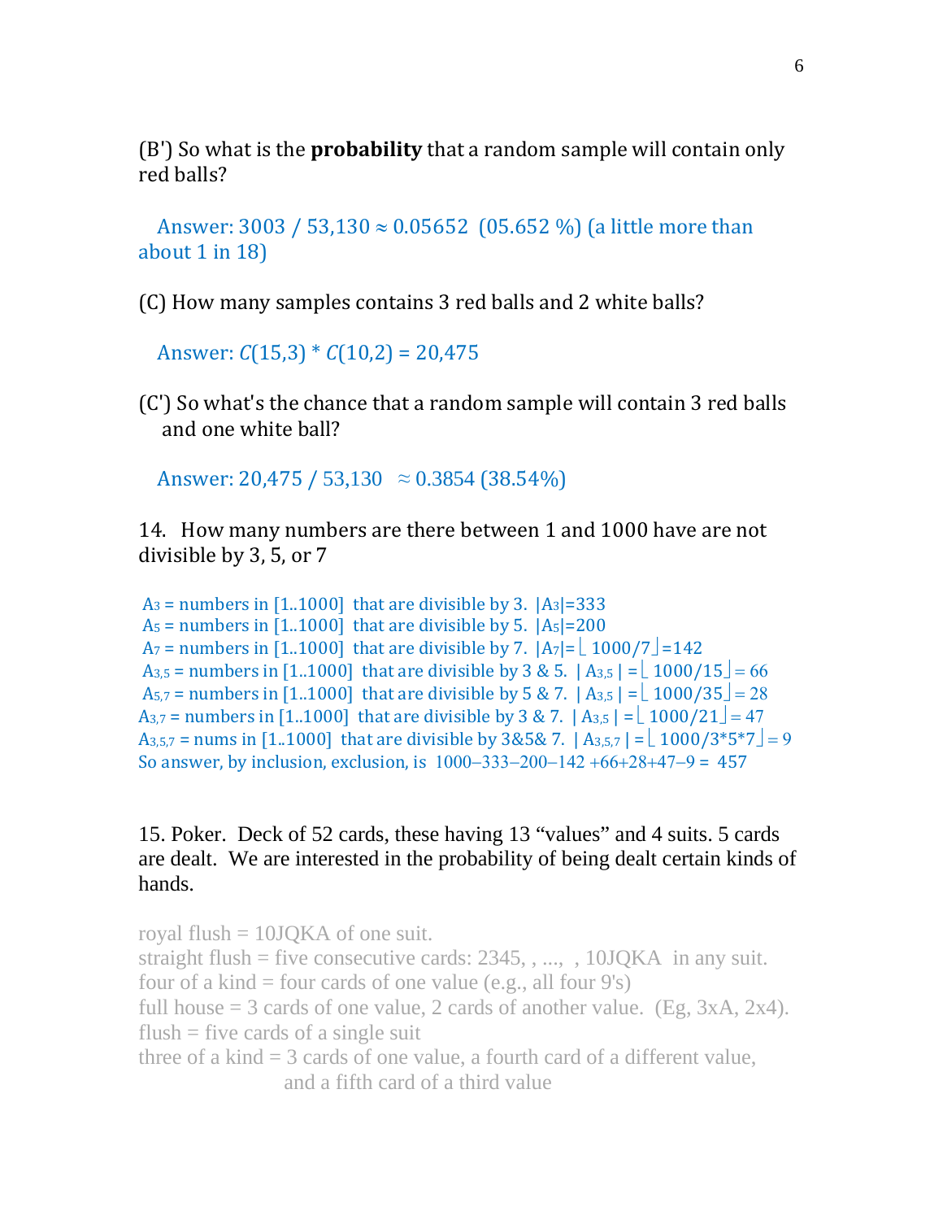(B') So what is the **probability** that a random sample will contain only red balls?

Answer: 3003 / 53,130 ≈ 0.05652 (05.652 %) (a little more than about 1 in 18)

(C) How many samples contains 3 red balls and 2 white balls?

Answer: $C(15,3) * C(10,2)$ = 20,475

(C') So what's the chance that a random sample will contain 3 red balls and one white ball?

Answer: 20,475 / 53,130 ≈ 0.3854 (38.54%)

14. How many numbers are there between 1 and 1000 have are not divisible by 3, 5, or 7

$A_3$ = numbers in [1..1000] that are divisible by 3. $|A_3|=333$
$A_5$ = numbers in [1..1000] that are divisible by 5. $|A_5|=200$
$A_7$ = numbers in [1..1000] that are divisible by 7. $|A_7|=\lfloor 1000/7 \rfloor=142$
$A_{3,5}$ = numbers in [1..1000] that are divisible by 3 & 5. $|A_{3,5}| = \lfloor 1000/15 \rfloor = 66$
$A_{5,7}$ = numbers in [1..1000] that are divisible by 5 & 7. $|A_{3,5}| = \lfloor 1000/35 \rfloor = 28$
$A_{3,7}$ = numbers in [1..1000] that are divisible by 3 & 7. $|A_{3,5}| = \lfloor 1000/21 \rfloor = 47$
$A_{3,5,7}$ = nums in [1..1000] that are divisible by 3&5& 7. $|A_{3,5,7}| = \lfloor 1000/3*5*7 \rfloor = 9$
So answer, by inclusion, exclusion, is 1000–333–200–142 +66+28+47–9 = 457

15. Poker. Deck of 52 cards, these having 13 "values" and 4 suits. 5 cards are dealt. We are interested in the probability of being dealt certain kinds of hands.

royal flush = 10JQKA of one suit.
straight flush = five consecutive cards: 2345, , ..., , 10JQKA in any suit.
four of a kind = four cards of one value (e.g., all four 9's)
full house = 3 cards of one value, 2 cards of another value. (Eg, 3xA, 2x4).
flush = five cards of a single suit
three of a kind = 3 cards of one value, a fourth card of a different value, and a fifth card of a third value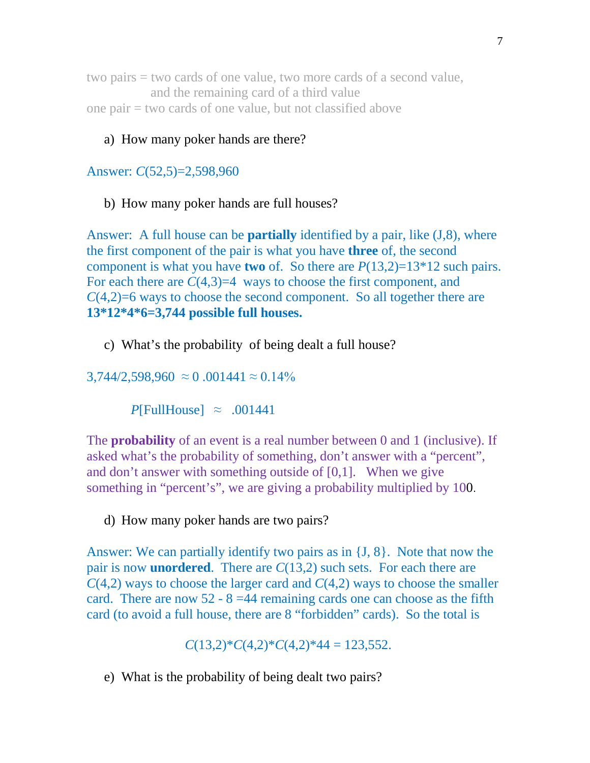two pairs = two cards of one value, two more cards of a second value, and the remaining card of a third value
one pair = two cards of one value, but not classified above

a) How many poker hands are there?

Answer: $C(52,5)$=2,598,960

b) How many poker hands are full houses?

Answer: A full house can be **partially** identified by a pair, like (J,8), where the first component of the pair is what you have **three** of, the second component is what you have **two** of. So there are $P(13,2)=13*12$ such pairs. For each there are $C(4,3)=4$ ways to choose the first component, and $C(4,2)=6$ ways to choose the second component. So all together there are **13*12*4*6=3,744 possible full houses.**

c) What's the probability of being dealt a full house?

3,744/2,598,960 $\approx$ 0 .001441 $\approx$ 0.14%

$$P[\text{FullHouse}] \approx .001441$$

The **probability** of an event is a real number between 0 and 1 (inclusive). If asked what's the probability of something, don't answer with a "percent", and don't answer with something outside of [0,1]. When we give something in "percent's", we are giving a probability multiplied by 100.

d) How many poker hands are two pairs?

Answer: We can partially identify two pairs as in {J, 8}. Note that now the pair is now **unordered**. There are $C(13,2)$ such sets. For each there are $C(4,2)$ ways to choose the larger card and $C(4,2)$ ways to choose the smaller card. There are now 52 - 8 =44 remaining cards one can choose as the fifth card (to avoid a full house, there are 8 "forbidden" cards). So the total is

$$C(13,2)*C(4,2)*C(4,2)*44 = 123,552.$$

e) What is the probability of being dealt two pairs?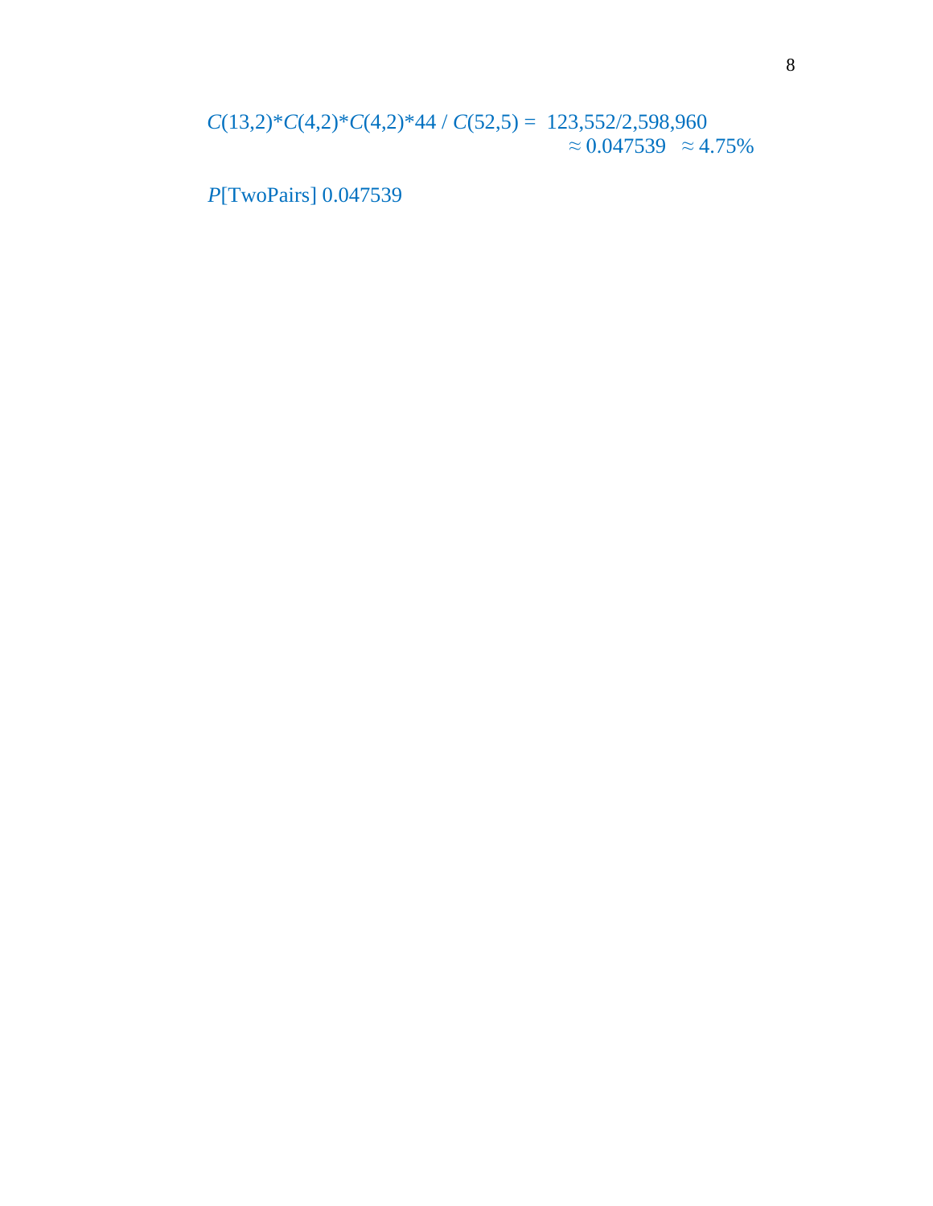$C(13,2)*C(4,2)*C(4,2)*44 / C(52,5) = 123{,}552/2{,}598{,}960 \approx 0.047539 \approx 4.75\%$

$P$[TwoPairs] 0.047539